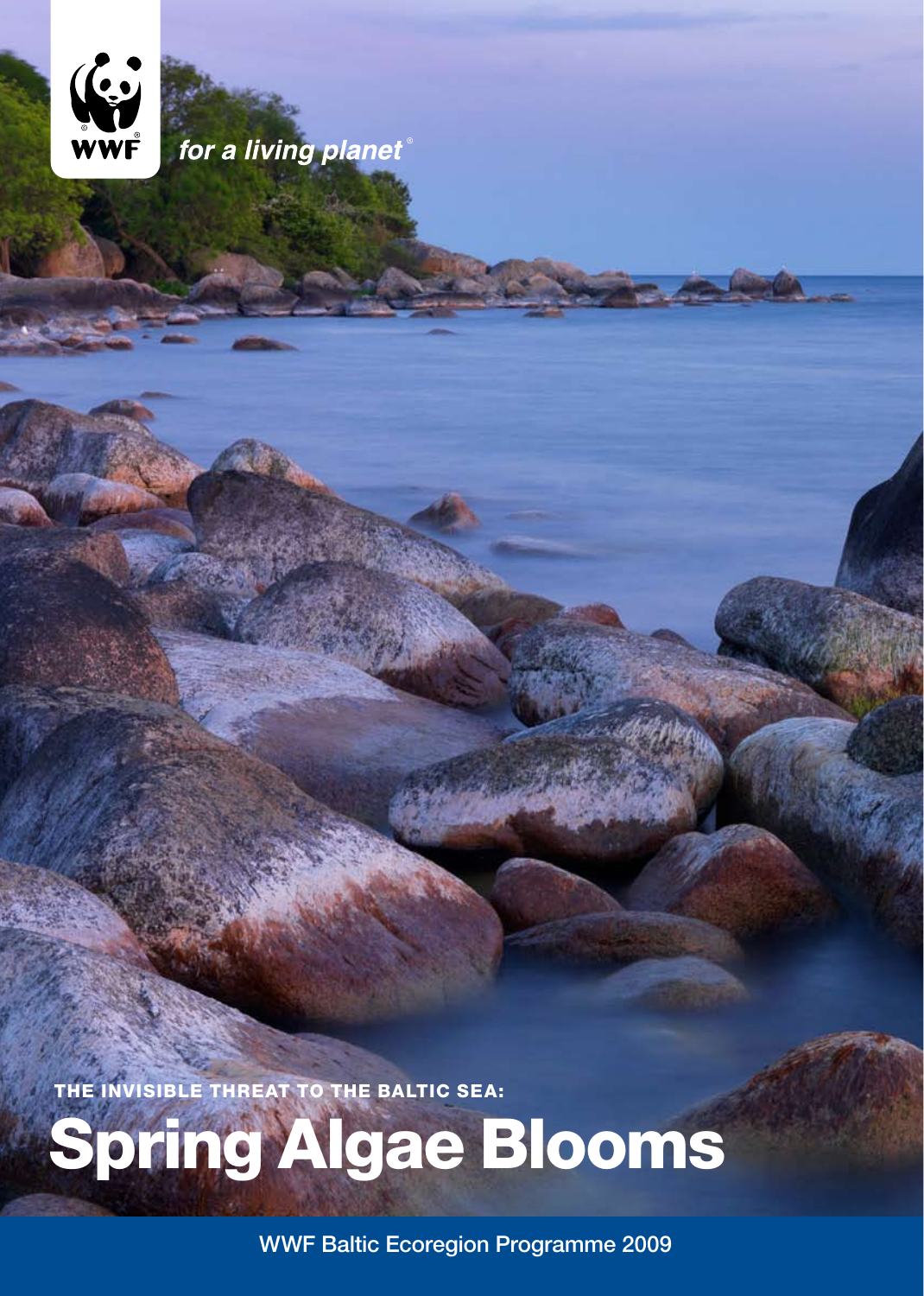WWF

*for a living planet*®

THE INVISIBLE THREAT TO THE BALTIC SEA:

# Spring Algae Blooms

WWF Baltic Ecoregion Programme 2009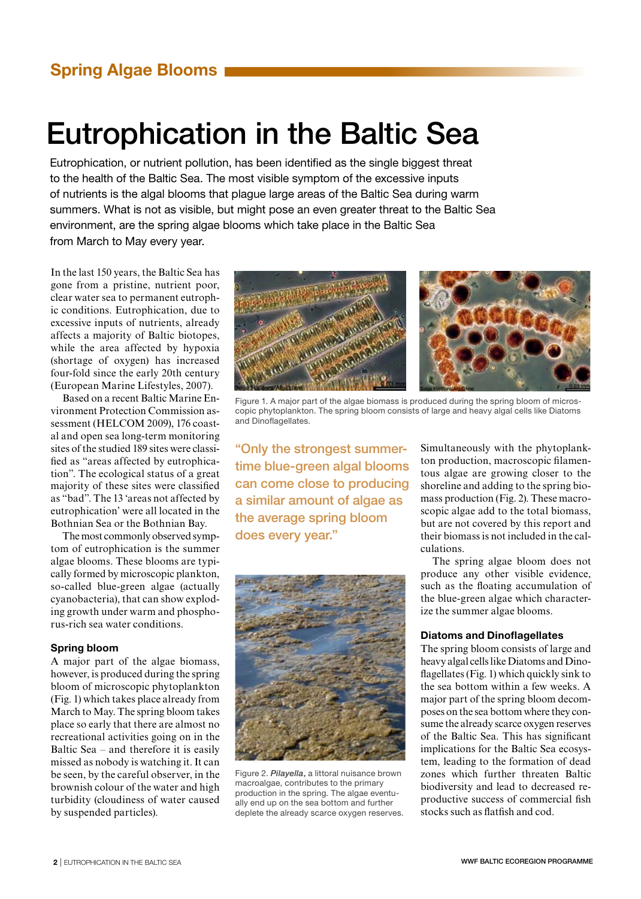## Spring Algae Blooms

# Eutrophication in the Baltic Sea

Eutrophication, or nutrient pollution, has been identified as the single biggest threat to the health of the Baltic Sea. The most visible symptom of the excessive inputs of nutrients is the algal blooms that plague large areas of the Baltic Sea during warm summers. What is not as visible, but might pose an even greater threat to the Baltic Sea environment, are the spring algae blooms which take place in the Baltic Sea from March to May every year.

In the last 150 years, the Baltic Sea has gone from a pristine, nutrient poor, clear water sea to permanent eutrophic conditions. Eutrophication, due to excessive inputs of nutrients, already affects a majority of Baltic biotopes, while the area affected by hypoxia (shortage of oxygen) has increased four-fold since the early 20th century (European Marine Lifestyles, 2007).

Based on a recent Baltic Marine Environment Protection Commission assessment (HELCOM 2009), 176 coastal and open sea long-term monitoring sites of the studied 189 sites were classified as "areas affected by eutrophication". The ecological status of a great majority of these sites were classified as "bad". The 13 'areas not affected by eutrophication' were all located in the Bothnian Sea or the Bothnian Bay.

The most commonly observed symptom of eutrophication is the summer algae blooms. These blooms are typically formed by microscopic plankton, so-called blue-green algae (actually cyanobacteria), that can show exploding growth under warm and phosphorus-rich sea water conditions.

### Spring bloom

A major part of the algae biomass, however, is produced during the spring bloom of microscopic phytoplankton (Fig. 1) which takes place already from March to May. The spring bloom takes place so early that there are almost no recreational activities going on in the Baltic Sea – and therefore it is easily missed as nobody is watching it. It can be seen, by the careful observer, in the brownish colour of the water and high turbidity (cloudiness of water caused by suspended particles).

Figure 1. A major part of the algae biomass is produced during the spring bloom of microscopic phytoplankton. The spring bloom consists of large and heavy algal cells like Diatoms and Dinoflagellates.

> "Only the strongest summertime blue-green algal blooms can come close to producing a similar amount of algae as the average spring bloom does every year."

Figure 2. *Pilayella*, a littoral nuisance brown macroalgae, contributes to the primary production in the spring. The algae eventually end up on the sea bottom and further deplete the already scarce oxygen reserves.

Simultaneously with the phytoplankton production, macroscopic filamentous algae are growing closer to the shoreline and adding to the spring biomass production (Fig. 2). These macroscopic algae add to the total biomass, but are not covered by this report and their biomass is not included in the calculations.

The spring algae bloom does not produce any other visible evidence, such as the floating accumulation of the blue-green algae which characterize the summer algae blooms.

### Diatoms and Dinoflagellates

The spring bloom consists of large and heavy algal cells like Diatoms and Dinoflagellates (Fig. 1) which quickly sink to the sea bottom within a few weeks. A major part of the spring bloom decomposes on the sea bottom where they consume the already scarce oxygen reserves of the Baltic Sea. This has significant implications for the Baltic Sea ecosystem, leading to the formation of dead zones which further threaten Baltic biodiversity and lead to decreased reproductive success of commercial fish stocks such as flatfish and cod.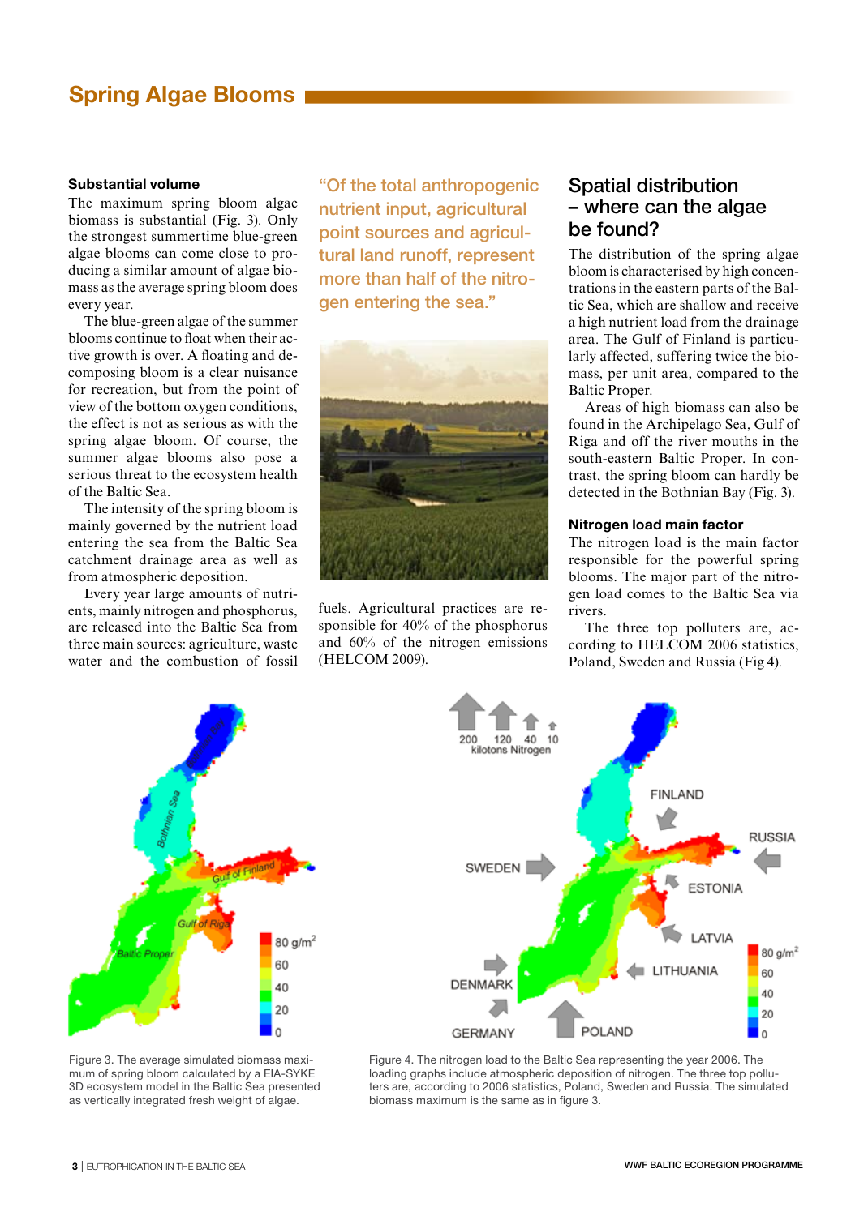## Spring Algae Blooms

### Substantial volume

The maximum spring bloom algae biomass is substantial (Fig. 3). Only the strongest summertime blue-green algae blooms can come close to producing a similar amount of algae biomass as the average spring bloom does every year.

The blue-green algae of the summer blooms continue to float when their active growth is over. A floating and decomposing bloom is a clear nuisance for recreation, but from the point of view of the bottom oxygen conditions, the effect is not as serious as with the spring algae bloom. Of course, the summer algae blooms also pose a serious threat to the ecosystem health of the Baltic Sea.

The intensity of the spring bloom is mainly governed by the nutrient load entering the sea from the Baltic Sea catchment drainage area as well as from atmospheric deposition.

Every year large amounts of nutrients, mainly nitrogen and phosphorus, are released into the Baltic Sea from three main sources: agriculture, waste water and the combustion of fossil fuels. Agricultural practices are responsible for 40% of the phosphorus and 60% of the nitrogen emissions (HELCOM 2009).

> "Of the total anthropogenic nutrient input, agricultural point sources and agricultural land runoff, represent more than half of the nitrogen entering the sea."

## Spatial distribution – where can the algae be found?

The distribution of the spring algae bloom is characterised by high concentrations in the eastern parts of the Baltic Sea, which are shallow and receive a high nutrient load from the drainage area. The Gulf of Finland is particularly affected, suffering twice the biomass, per unit area, compared to the Baltic Proper.

Areas of high biomass can also be found in the Archipelago Sea, Gulf of Riga and off the river mouths in the south-eastern Baltic Proper. In contrast, the spring bloom can hardly be detected in the Bothnian Bay (Fig. 3).

### Nitrogen load main factor

The nitrogen load is the main factor responsible for the powerful spring blooms. The major part of the nitrogen load comes to the Baltic Sea via rivers.

The three top polluters are, according to HELCOM 2006 statistics, Poland, Sweden and Russia (Fig 4).

Figure 3. The average simulated biomass maximum of spring bloom calculated by a EIA-SYKE 3D ecosystem model in the Baltic Sea presented as vertically integrated fresh weight of algae.

Figure 4. The nitrogen load to the Baltic Sea representing the year 2006. The loading graphs include atmospheric deposition of nitrogen. The three top polluters are, according to 2006 statistics, Poland, Sweden and Russia. The simulated biomass maximum is the same as in figure 3.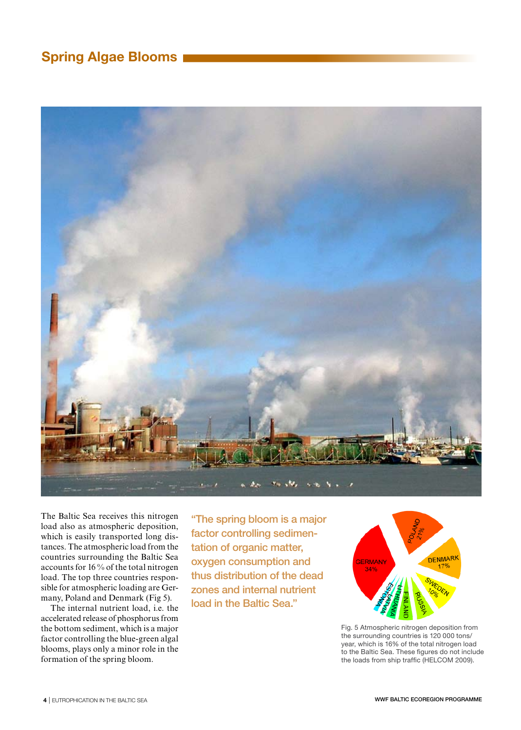## Spring Algae Blooms

The Baltic Sea receives this nitrogen load also as atmospheric deposition, which is easily transported long distances. The atmospheric load from the countries surrounding the Baltic Sea accounts for 16 % of the total nitrogen load. The top three countries responsible for atmospheric loading are Germany, Poland and Denmark (Fig 5).

The internal nutrient load, i.e. the accelerated release of phosphorus from the bottom sediment, which is a major factor controlling the blue-green algal blooms, plays only a minor role in the formation of the spring bloom.

> "The spring bloom is a major factor controlling sedimentation of organic matter, oxygen consumption and thus distribution of the dead zones and internal nutrient load in the Baltic Sea."

Fig. 5 Atmospheric nitrogen deposition from the surrounding countries is 120 000 tons/year, which is 16% of the total nitrogen load to the Baltic Sea. These figures do not include the loads from ship traffic (HELCOM 2009).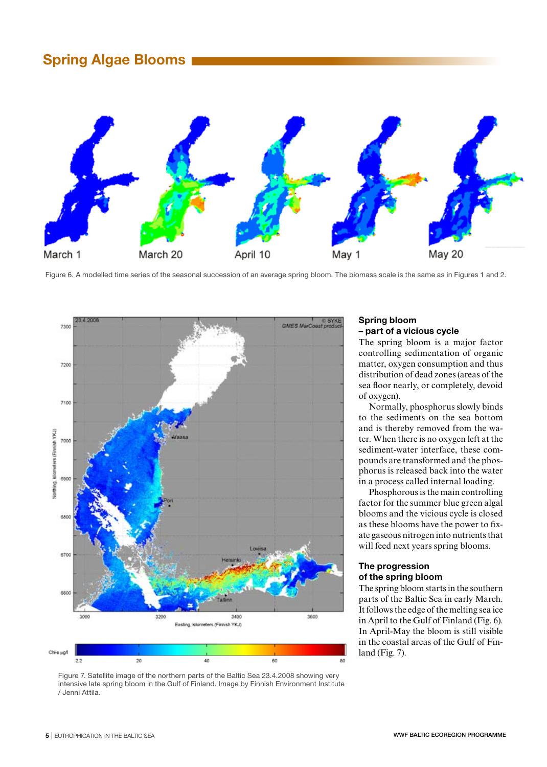## Spring Algae Blooms

March 1 March 20 April 10 May 1 May 20

Figure 6. A modelled time series of the seasonal succession of an average spring bloom. The biomass scale is the same as in Figures 1 and 2.

Figure 7. Satellite image of the northern parts of the Baltic Sea 23.4.2008 showing very intensive late spring bloom in the Gulf of Finland. Image by Finnish Environment Institute / Jenni Attila.

### Spring bloom – part of a vicious cycle

The spring bloom is a major factor controlling sedimentation of organic matter, oxygen consumption and thus distribution of dead zones (areas of the sea floor nearly, or completely, devoid of oxygen).

Normally, phosphorus slowly binds to the sediments on the sea bottom and is thereby removed from the water. When there is no oxygen left at the sediment-water interface, these compounds are transformed and the phosphorus is released back into the water in a process called internal loading.

Phosphorous is the main controlling factor for the summer blue green algal blooms and the vicious cycle is closed as these blooms have the power to fixate gaseous nitrogen into nutrients that will feed next years spring blooms.

### The progression of the spring bloom

The spring bloom starts in the southern parts of the Baltic Sea in early March. It follows the edge of the melting sea ice in April to the Gulf of Finland (Fig. 6). In April-May the bloom is still visible in the coastal areas of the Gulf of Finland (Fig. 7).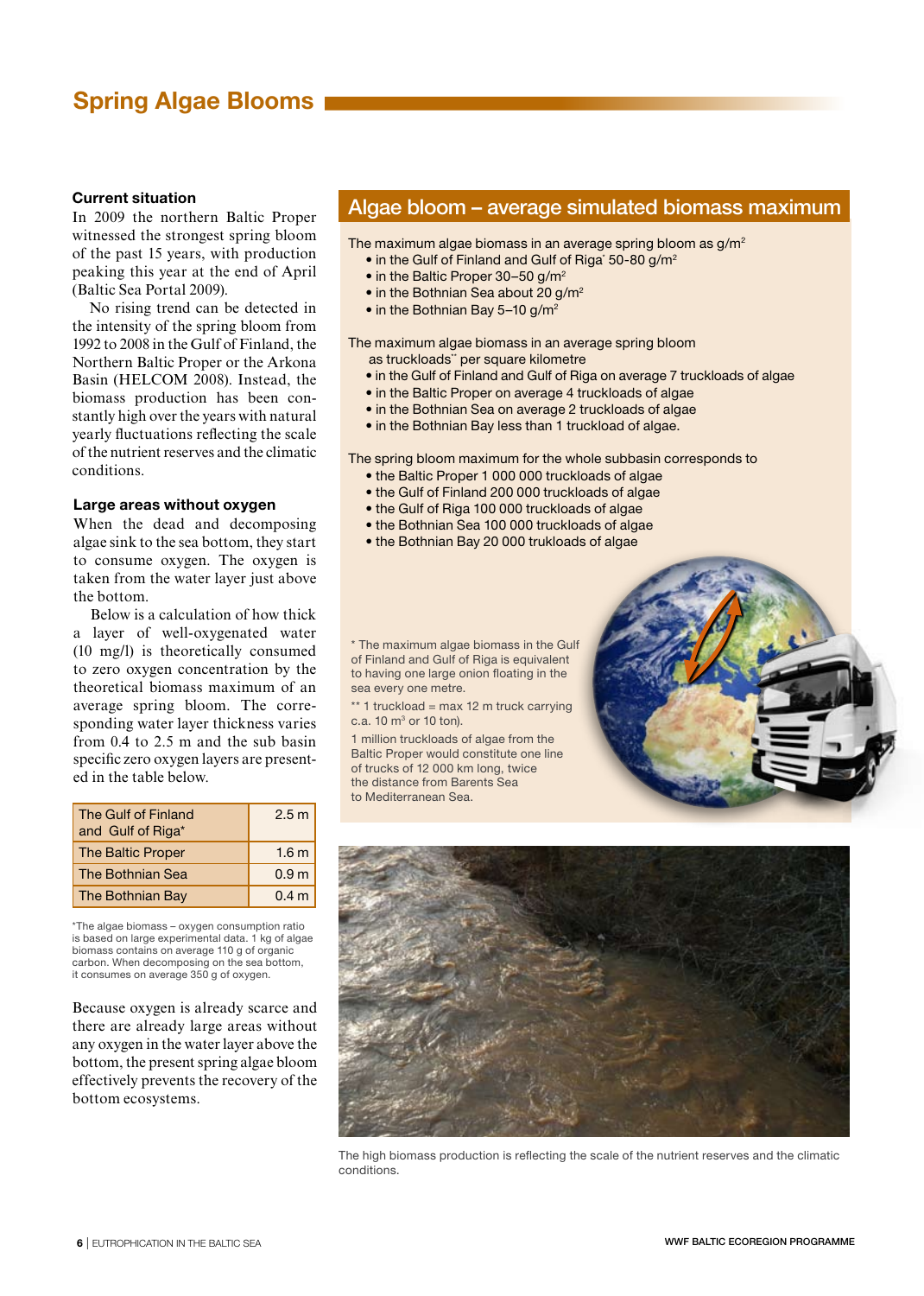# Spring Algae Blooms

### Current situation

In 2009 the northern Baltic Proper witnessed the strongest spring bloom of the past 15 years, with production peaking this year at the end of April (Baltic Sea Portal 2009).

No rising trend can be detected in the intensity of the spring bloom from 1992 to 2008 in the Gulf of Finland, the Northern Baltic Proper or the Arkona Basin (HELCOM 2008). Instead, the biomass production has been constantly high over the years with natural yearly fluctuations reflecting the scale of the nutrient reserves and the climatic conditions.

### Large areas without oxygen

When the dead and decomposing algae sink to the sea bottom, they start to consume oxygen. The oxygen is taken from the water layer just above the bottom.

Below is a calculation of how thick a layer of well-oxygenated water (10 mg/l) is theoretically consumed to zero oxygen concentration by the theoretical biomass maximum of an average spring bloom. The corresponding water layer thickness varies from 0.4 to 2.5 m and the sub basin specific zero oxygen layers are presented in the table below.

| | |
|---|---|
| The Gulf of Finland and Gulf of Riga* | 2.5 m |
| The Baltic Proper | 1.6 m |
| The Bothnian Sea | 0.9 m |
| The Bothnian Bay | 0.4 m |

*The algae biomass – oxygen consumption ratio is based on large experimental data. 1 kg of algae biomass contains on average 110 g of organic carbon. When decomposing on the sea bottom, it consumes on average 350 g of oxygen.

Because oxygen is already scarce and there are already large areas without any oxygen in the water layer above the bottom, the present spring algae bloom effectively prevents the recovery of the bottom ecosystems.

## Algae bloom – average simulated biomass maximum

The maximum algae biomass in an average spring bloom as g/m$^2$

- in the Gulf of Finland and Gulf of Riga* 50-80 g/m$^2$
- in the Baltic Proper 30–50 g/m$^2$
- in the Bothnian Sea about 20 g/m$^2$
- in the Bothnian Bay 5–10 g/m$^2$

The maximum algae biomass in an average spring bloom as truckloads** per square kilometre

- in the Gulf of Finland and Gulf of Riga on average 7 truckloads of algae
- in the Baltic Proper on average 4 truckloads of algae
- in the Bothnian Sea on average 2 truckloads of algae
- in the Bothnian Bay less than 1 truckload of algae.

The spring bloom maximum for the whole subbasin corresponds to

- the Baltic Proper 1 000 000 truckloads of algae
- the Gulf of Finland 200 000 truckloads of algae
- the Gulf of Riga 100 000 truckloads of algae
- the Bothnian Sea 100 000 truckloads of algae
- the Bothnian Bay 20 000 trukloads of algae

* The maximum algae biomass in the Gulf of Finland and Gulf of Riga is equivalent to having one large onion floating in the sea every one metre.

** 1 truckload = max 12 m truck carrying c.a. 10 m$^3$ or 10 ton).

1 million truckloads of algae from the Baltic Proper would constitute one line of trucks of 12 000 km long, twice the distance from Barents Sea to Mediterranean Sea.

The high biomass production is reflecting the scale of the nutrient reserves and the climatic conditions.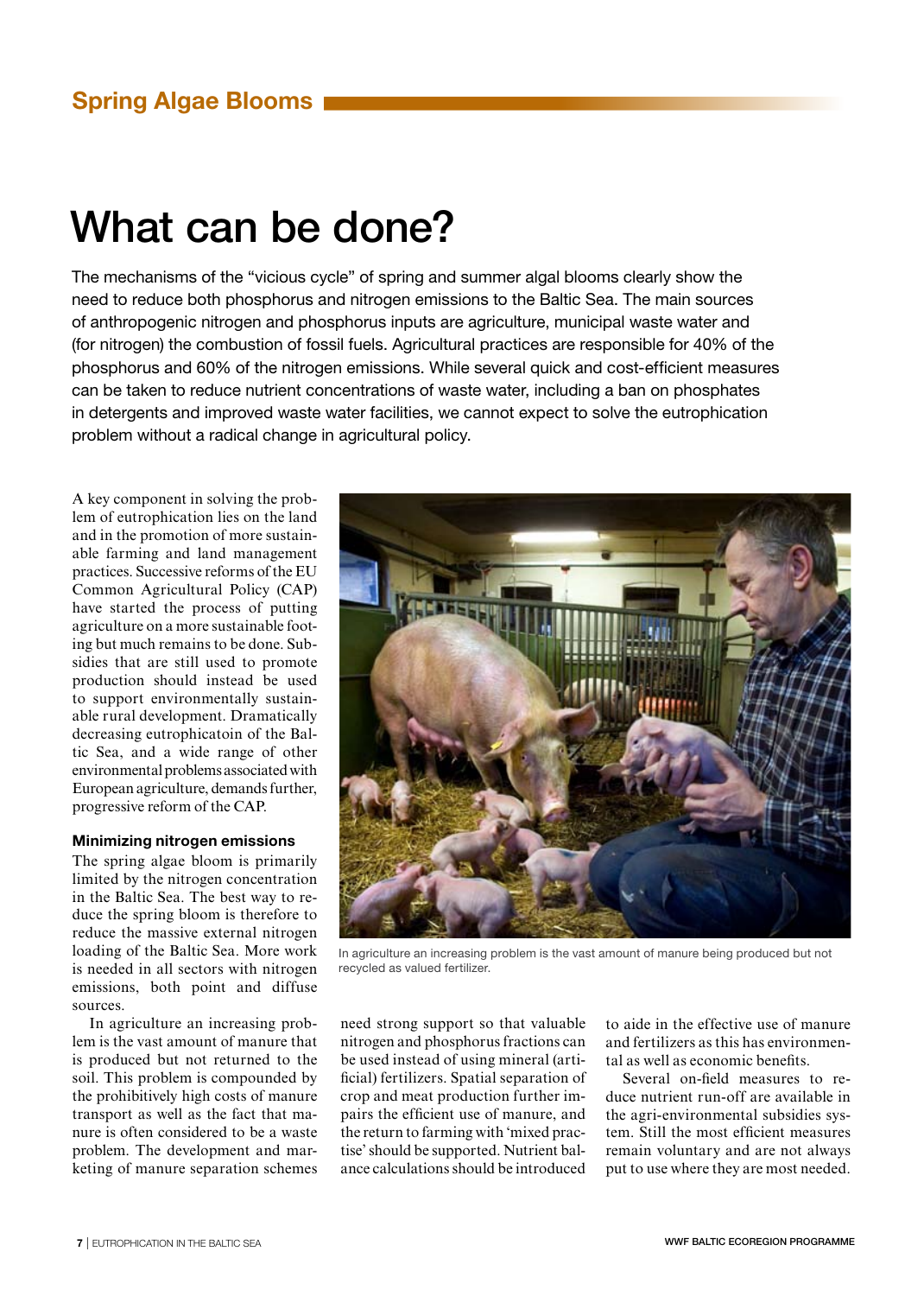## Spring Algae Blooms

# What can be done?

The mechanisms of the "vicious cycle" of spring and summer algal blooms clearly show the need to reduce both phosphorus and nitrogen emissions to the Baltic Sea. The main sources of anthropogenic nitrogen and phosphorus inputs are agriculture, municipal waste water and (for nitrogen) the combustion of fossil fuels. Agricultural practices are responsible for 40% of the phosphorus and 60% of the nitrogen emissions. While several quick and cost-efficient measures can be taken to reduce nutrient concentrations of waste water, including a ban on phosphates in detergents and improved waste water facilities, we cannot expect to solve the eutrophication problem without a radical change in agricultural policy.

A key component in solving the problem of eutrophication lies on the land and in the promotion of more sustainable farming and land management practices. Successive reforms of the EU Common Agricultural Policy (CAP) have started the process of putting agriculture on a more sustainable footing but much remains to be done. Subsidies that are still used to promote production should instead be used to support environmentally sustainable rural development. Dramatically decreasing eutrophicatoin of the Baltic Sea, and a wide range of other environmental problems associated with European agriculture, demands further, progressive reform of the CAP.

In agriculture an increasing problem is the vast amount of manure being produced but not recycled as valued fertilizer.

### Minimizing nitrogen emissions

The spring algae bloom is primarily limited by the nitrogen concentration in the Baltic Sea. The best way to reduce the spring bloom is therefore to reduce the massive external nitrogen loading of the Baltic Sea. More work is needed in all sectors with nitrogen emissions, both point and diffuse sources.

In agriculture an increasing problem is the vast amount of manure that is produced but not returned to the soil. This problem is compounded by the prohibitively high costs of manure transport as well as the fact that manure is often considered to be a waste problem. The development and marketing of manure separation schemes need strong support so that valuable nitrogen and phosphorus fractions can be used instead of using mineral (artificial) fertilizers. Spatial separation of crop and meat production further impairs the efficient use of manure, and the return to farming with 'mixed practise' should be supported. Nutrient balance calculations should be introduced to aide in the effective use of manure and fertilizers as this has environmental as well as economic benefits.

Several on-field measures to reduce nutrient run-off are available in the agri-environmental subsidies system. Still the most efficient measures remain voluntary and are not always put to use where they are most needed.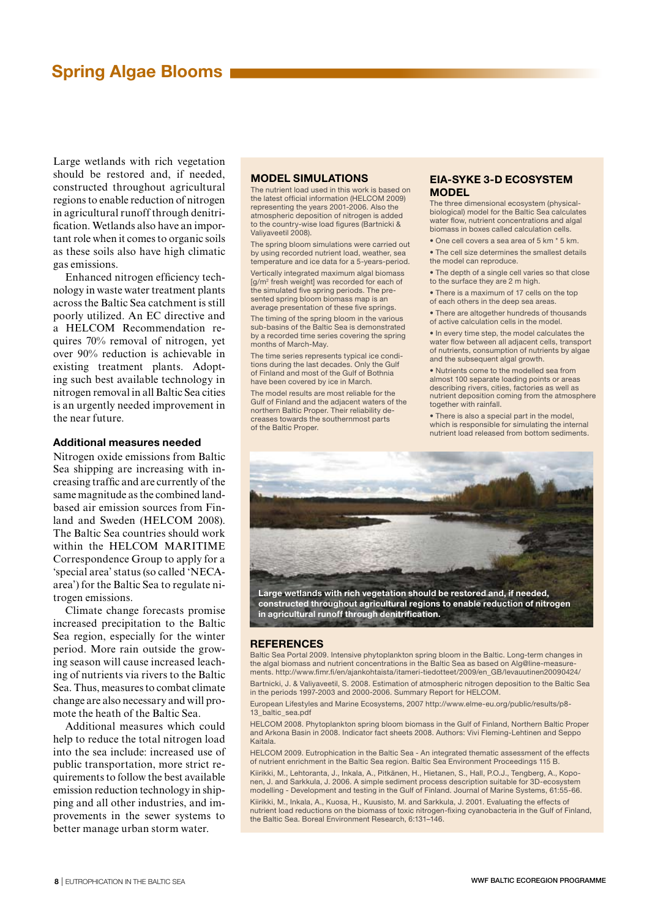## Spring Algae Blooms

Large wetlands with rich vegetation should be restored and, if needed, constructed throughout agricultural regions to enable reduction of nitrogen in agricultural runoff through denitrification. Wetlands also have an important role when it comes to organic soils as these soils also have high climatic gas emissions.

Enhanced nitrogen efficiency technology in waste water treatment plants across the Baltic Sea catchment is still poorly utilized. An EC directive and a HELCOM Recommendation requires 70% removal of nitrogen, yet over 90% reduction is achievable in existing treatment plants. Adopting such best available technology in nitrogen removal in all Baltic Sea cities is an urgently needed improvement in the near future.

### Additional measures needed

Nitrogen oxide emissions from Baltic Sea shipping are increasing with increasing traffic and are currently of the same magnitude as the combined land-based air emission sources from Finland and Sweden (HELCOM 2008). The Baltic Sea countries should work within the HELCOM MARITIME Correspondence Group to apply for a 'special area' status (so called 'NECA-area') for the Baltic Sea to regulate nitrogen emissions.

Climate change forecasts promise increased precipitation to the Baltic Sea region, especially for the winter period. More rain outside the growing season will cause increased leaching of nutrients via rivers to the Baltic Sea. Thus, measures to combat climate change are also necessary and will promote the heath of the Baltic Sea.

Additional measures which could help to reduce the total nitrogen load into the sea include: increased use of public transportation, more strict requirements to follow the best available emission reduction technology in shipping and all other industries, and improvements in the sewer systems to better manage urban storm water.

### MODEL SIMULATIONS

The nutrient load used in this work is based on the latest official information (HELCOM 2009) representing the years 2001-2006. Also the atmospheric deposition of nitrogen is added to the country-wise load figures (Bartnicki & Valiyaveetil 2008).

The spring bloom simulations were carried out by using recorded nutrient load, weather, sea temperature and ice data for a 5-years-period.

Vertically integrated maximum algal biomass [g/m$^2$ fresh weight] was recorded for each of the simulated five spring periods. The presented spring bloom biomass map is an average presentation of these five springs.

The timing of the spring bloom in the various sub-basins of the Baltic Sea is demonstrated by a recorded time series covering the spring months of March-May.

The time series represents typical ice conditions during the last decades. Only the Gulf of Finland and most of the Gulf of Bothnia have been covered by ice in March.

The model results are most reliable for the Gulf of Finland and the adjacent waters of the northern Baltic Proper. Their reliability decreases towards the southernmost parts of the Baltic Proper.

### EIA-SYKE 3-D ECOSYSTEM MODEL

The three dimensional ecosystem (physical-biological) model for the Baltic Sea calculates water flow, nutrient concentrations and algal biomass in boxes called calculation cells.

- One cell covers a sea area of 5 km * 5 km.
- The cell size determines the smallest details the model can reproduce.
- The depth of a single cell varies so that close to the surface they are 2 m high.
- There is a maximum of 17 cells on the top of each others in the deep sea areas.
- There are altogether hundreds of thousands of active calculation cells in the model.
- In every time step, the model calculates the water flow between all adjacent cells, transport of nutrients, consumption of nutrients by algae and the subsequent algal growth.
- Nutrients come to the modelled sea from almost 100 separate loading points or areas describing rivers, cities, factories as well as nutrient deposition coming from the atmosphere together with rainfall.
- There is also a special part in the model, which is responsible for simulating the internal nutrient load released from bottom sediments.

**Large wetlands with rich vegetation should be restored and, if needed, constructed throughout agricultural regions to enable reduction of nitrogen in agricultural runoff through denitrification.**

### REFERENCES

Baltic Sea Portal 2009. Intensive phytoplankton spring bloom in the Baltic. Long-term changes in the algal biomass and nutrient concentrations in the Baltic Sea as based on Alg@line-measurements. http://www.fimr.fi/en/ajankohtaista/itameri-tiedotteet/2009/en_GB/levauutinen20090424/

Bartnicki, J. & Valiyaveetil, S. 2008. Estimation of atmospheric nitrogen deposition to the Baltic Sea in the periods 1997-2003 and 2000-2006. Summary Report for HELCOM.

European Lifestyles and Marine Ecosystems, 2007 http://www.elme-eu.org/public/results/p8-13_baltic_sea.pdf

HELCOM 2008. Phytoplankton spring bloom biomass in the Gulf of Finland, Northern Baltic Proper and Arkona Basin in 2008. Indicator fact sheets 2008. Authors: Vivi Fleming-Lehtinen and Seppo Kaitala.

HELCOM 2009. Eutrophication in the Baltic Sea - An integrated thematic assessment of the effects of nutrient enrichment in the Baltic Sea region. Baltic Sea Environment Proceedings 115 B.

Kiirikki, M., Lehtoranta, J., Inkala, A., Pitkänen, H., Hietanen, S., Hall, P.O.J., Tengberg, A., Koponen, J. and Sarkkula, J. 2006. A simple sediment process description suitable for 3D-ecosystem modelling - Development and testing in the Gulf of Finland. Journal of Marine Systems, 61:55-66.

Kiirikki, M., Inkala, A., Kuosa, H., Kuusisto, M. and Sarkkula, J. 2001. Evaluating the effects of nutrient load reductions on the biomass of toxic nitrogen-fixing cyanobacteria in the Gulf of Finland, the Baltic Sea. Boreal Environment Research, 6:131–146.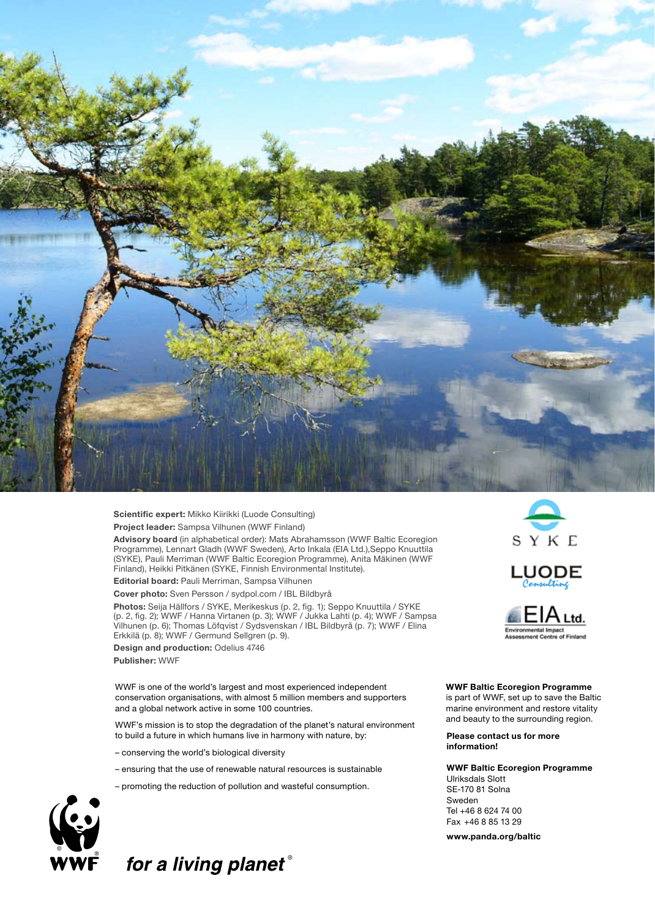**Scientific expert:** Mikko Kiirikki (Luode Consulting)

**Project leader:** Sampsa Vilhunen (WWF Finland)

**Advisory board** (in alphabetical order): Mats Abrahamsson (WWF Baltic Ecoregion Programme), Lennart Gladh (WWF Sweden), Arto Inkala (EIA Ltd.),Seppo Knuuttila (SYKE), Pauli Merriman (WWF Baltic Ecoregion Programme), Anita Mäkinen (WWF Finland), Heikki Pitkänen (SYKE, Finnish Environmental Institute).

**Editorial board:** Pauli Merriman, Sampsa Vilhunen

**Cover photo:** Sven Persson / sydpol.com / IBL Bildbyrå

**Photos:** Seija Hällfors / SYKE, Merikeskus (p. 2, fig. 1); Seppo Knuuttila / SYKE (p. 2, fig. 2); WWF / Hanna Virtanen (p. 3); WWF / Jukka Lahti (p. 4); WWF / Sampsa Vilhunen (p. 6); Thomas Löfqvist / Sydsvenskan / IBL Bildbyrå (p. 7); WWF / Elina Erkkilä (p. 8); WWF / Germund Sellgren (p. 9).

**Design and production:** Odelius 4746

**Publisher:** WWF

SYKE

LUODE Consulting

EIA Ltd. Environmental Impact Assessment Centre of Finland

WWF is one of the world's largest and most experienced independent conservation organisations, with almost 5 million members and supporters and a global network active in some 100 countries.

WWF's mission is to stop the degradation of the planet's natural environment to build a future in which humans live in harmony with nature, by:

– conserving the world's biological diversity

– ensuring that the use of renewable natural resources is sustainable

– promoting the reduction of pollution and wasteful consumption.

**WWF Baltic Ecoregion Programme** is part of WWF, set up to save the Baltic marine environment and restore vitality and beauty to the surrounding region.

**Please contact us for more information!**

**WWF Baltic Ecoregion Programme**
Ulriksdals Slott
SE-170 81 Solna
Sweden
Tel +46 8 624 74 00
Fax +46 8 85 13 29

**www.panda.org/baltic**

WWF *for a living planet*®